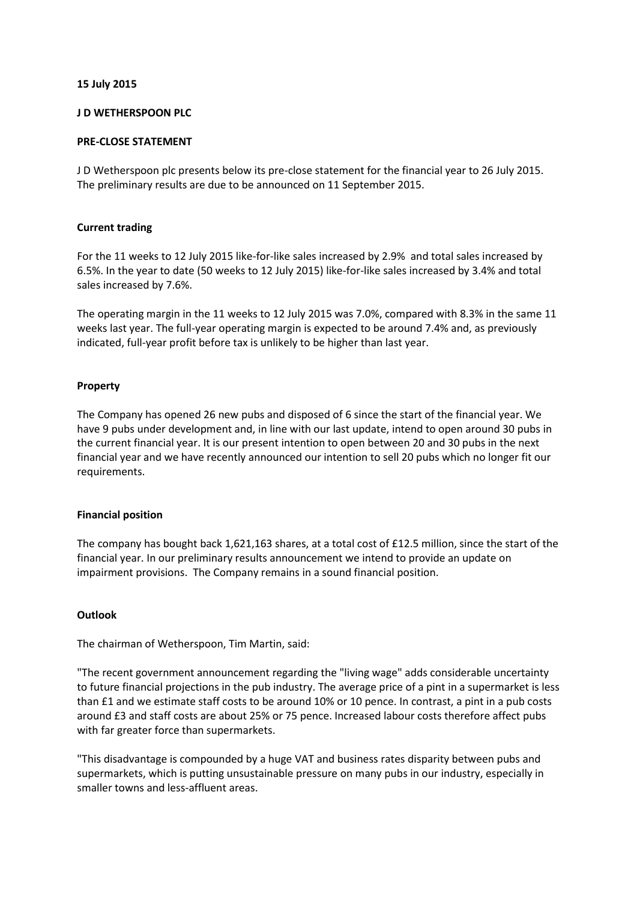**15 July 2015**

**J D WETHERSPOON PLC**

**PRE-CLOSE STATEMENT**

J D Wetherspoon plc presents below its pre-close statement for the financial year to 26 July 2015. The preliminary results are due to be announced on 11 September 2015.

**Current trading**

For the 11 weeks to 12 July 2015 like-for-like sales increased by 2.9% and total sales increased by 6.5%. In the year to date (50 weeks to 12 July 2015) like-for-like sales increased by 3.4% and total sales increased by 7.6%.

The operating margin in the 11 weeks to 12 July 2015 was 7.0%, compared with 8.3% in the same 11 weeks last year. The full-year operating margin is expected to be around 7.4% and, as previously indicated, full-year profit before tax is unlikely to be higher than last year.

**Property**

The Company has opened 26 new pubs and disposed of 6 since the start of the financial year. We have 9 pubs under development and, in line with our last update, intend to open around 30 pubs in the current financial year. It is our present intention to open between 20 and 30 pubs in the next financial year and we have recently announced our intention to sell 20 pubs which no longer fit our requirements.

**Financial position**

The company has bought back 1,621,163 shares, at a total cost of £12.5 million, since the start of the financial year. In our preliminary results announcement we intend to provide an update on impairment provisions. The Company remains in a sound financial position.

**Outlook**

The chairman of Wetherspoon, Tim Martin, said:

"The recent government announcement regarding the "living wage" adds considerable uncertainty to future financial projections in the pub industry. The average price of a pint in a supermarket is less than £1 and we estimate staff costs to be around 10% or 10 pence. In contrast, a pint in a pub costs around £3 and staff costs are about 25% or 75 pence. Increased labour costs therefore affect pubs with far greater force than supermarkets.

"This disadvantage is compounded by a huge VAT and business rates disparity between pubs and supermarkets, which is putting unsustainable pressure on many pubs in our industry, especially in smaller towns and less-affluent areas.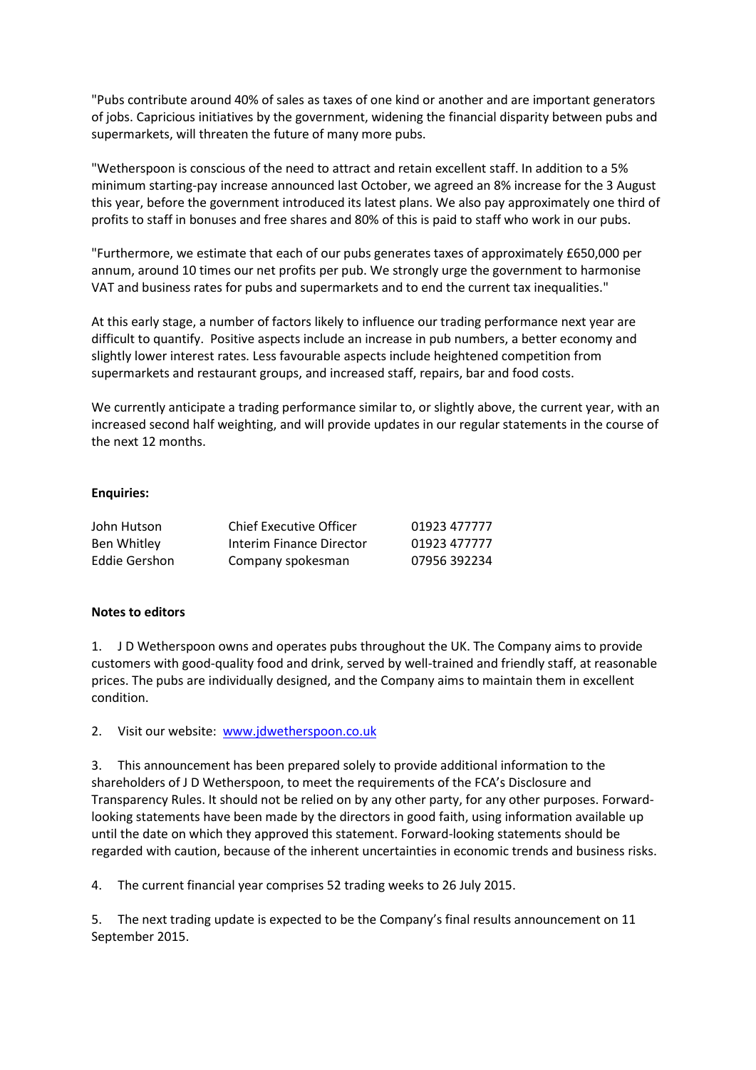"Pubs contribute around 40% of sales as taxes of one kind or another and are important generators of jobs. Capricious initiatives by the government, widening the financial disparity between pubs and supermarkets, will threaten the future of many more pubs.

"Wetherspoon is conscious of the need to attract and retain excellent staff. In addition to a 5% minimum starting-pay increase announced last October, we agreed an 8% increase for the 3 August this year, before the government introduced its latest plans. We also pay approximately one third of profits to staff in bonuses and free shares and 80% of this is paid to staff who work in our pubs.

"Furthermore, we estimate that each of our pubs generates taxes of approximately £650,000 per annum, around 10 times our net profits per pub. We strongly urge the government to harmonise VAT and business rates for pubs and supermarkets and to end the current tax inequalities."

At this early stage, a number of factors likely to influence our trading performance next year are difficult to quantify. Positive aspects include an increase in pub numbers, a better economy and slightly lower interest rates. Less favourable aspects include heightened competition from supermarkets and restaurant groups, and increased staff, repairs, bar and food costs.

We currently anticipate a trading performance similar to, or slightly above, the current year, with an increased second half weighting, and will provide updates in our regular statements in the course of the next 12 months.

**Enquiries:**

| | | |
|---|---|---|
| John Hutson | Chief Executive Officer | 01923 477777 |
| Ben Whitley | Interim Finance Director | 01923 477777 |
| Eddie Gershon | Company spokesman | 07956 392234 |

**Notes to editors**

1. J D Wetherspoon owns and operates pubs throughout the UK. The Company aims to provide customers with good-quality food and drink, served by well-trained and friendly staff, at reasonable prices. The pubs are individually designed, and the Company aims to maintain them in excellent condition.

2. Visit our website: [www.jdwetherspoon.co.uk](http://www.jdwetherspoon.co.uk)

3. This announcement has been prepared solely to provide additional information to the shareholders of J D Wetherspoon, to meet the requirements of the FCA's Disclosure and Transparency Rules. It should not be relied on by any other party, for any other purposes. Forward-looking statements have been made by the directors in good faith, using information available up until the date on which they approved this statement. Forward-looking statements should be regarded with caution, because of the inherent uncertainties in economic trends and business risks.

4. The current financial year comprises 52 trading weeks to 26 July 2015.

5. The next trading update is expected to be the Company's final results announcement on 11 September 2015.